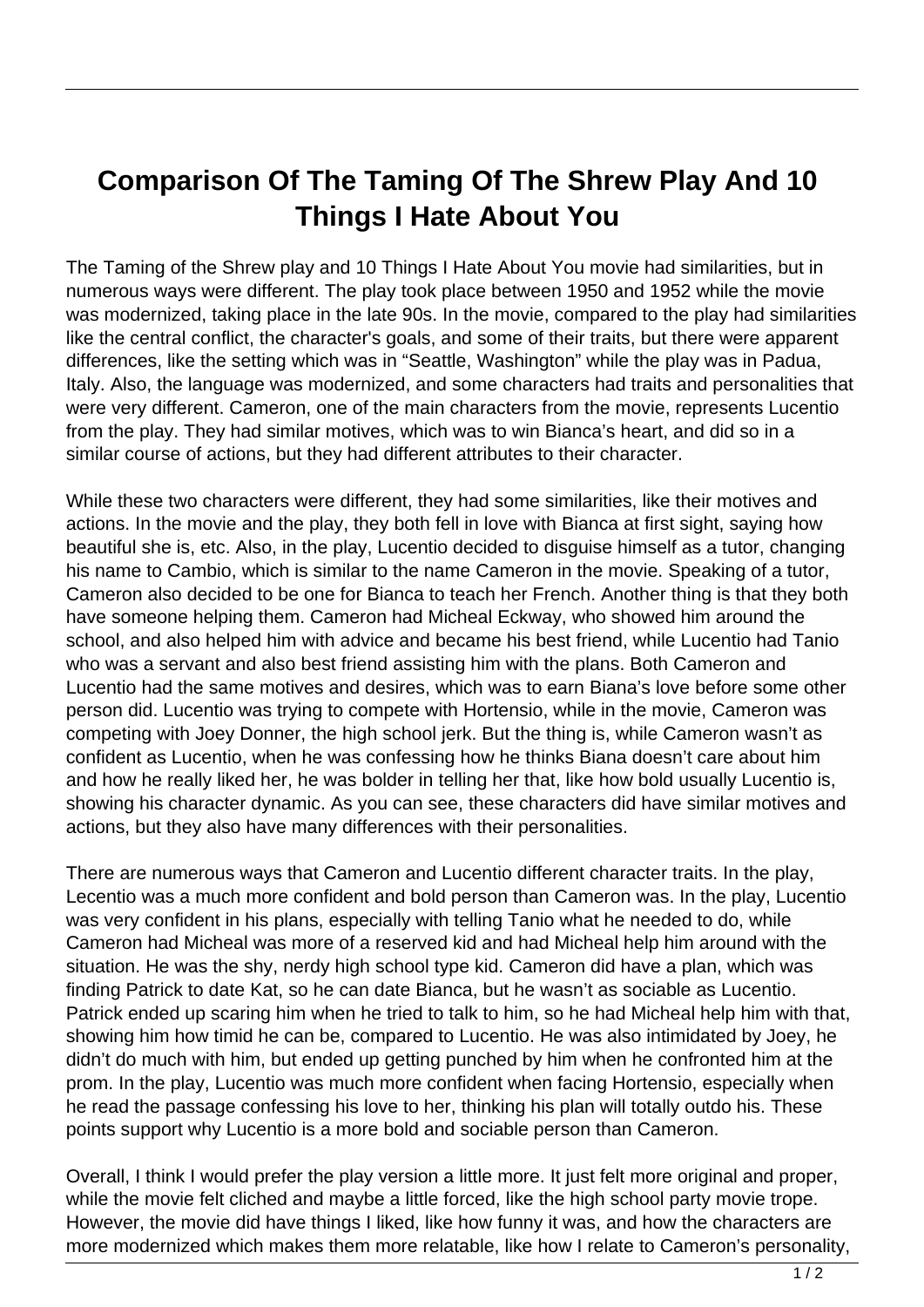# Comparison Of The Taming Of The Shrew Play And 10 Things I Hate About You

The Taming of the Shrew play and 10 Things I Hate About You movie had similarities, but in numerous ways were different. The play took place between 1950 and 1952 while the movie was modernized, taking place in the late 90s. In the movie, compared to the play had similarities like the central conflict, the character's goals, and some of their traits, but there were apparent differences, like the setting which was in "Seattle, Washington" while the play was in Padua, Italy. Also, the language was modernized, and some characters had traits and personalities that were very different. Cameron, one of the main characters from the movie, represents Lucentio from the play. They had similar motives, which was to win Bianca's heart, and did so in a similar course of actions, but they had different attributes to their character.

While these two characters were different, they had some similarities, like their motives and actions. In the movie and the play, they both fell in love with Bianca at first sight, saying how beautiful she is, etc. Also, in the play, Lucentio decided to disguise himself as a tutor, changing his name to Cambio, which is similar to the name Cameron in the movie. Speaking of a tutor, Cameron also decided to be one for Bianca to teach her French. Another thing is that they both have someone helping them. Cameron had Micheal Eckway, who showed him around the school, and also helped him with advice and became his best friend, while Lucentio had Tanio who was a servant and also best friend assisting him with the plans. Both Cameron and Lucentio had the same motives and desires, which was to earn Biana's love before some other person did. Lucentio was trying to compete with Hortensio, while in the movie, Cameron was competing with Joey Donner, the high school jerk. But the thing is, while Cameron wasn't as confident as Lucentio, when he was confessing how he thinks Biana doesn't care about him and how he really liked her, he was bolder in telling her that, like how bold usually Lucentio is, showing his character dynamic. As you can see, these characters did have similar motives and actions, but they also have many differences with their personalities.

There are numerous ways that Cameron and Lucentio different character traits. In the play, Lecentio was a much more confident and bold person than Cameron was. In the play, Lucentio was very confident in his plans, especially with telling Tanio what he needed to do, while Cameron had Micheal was more of a reserved kid and had Micheal help him around with the situation. He was the shy, nerdy high school type kid. Cameron did have a plan, which was finding Patrick to date Kat, so he can date Bianca, but he wasn't as sociable as Lucentio. Patrick ended up scaring him when he tried to talk to him, so he had Micheal help him with that, showing him how timid he can be, compared to Lucentio. He was also intimidated by Joey, he didn't do much with him, but ended up getting punched by him when he confronted him at the prom. In the play, Lucentio was much more confident when facing Hortensio, especially when he read the passage confessing his love to her, thinking his plan will totally outdo his. These points support why Lucentio is a more bold and sociable person than Cameron.

Overall, I think I would prefer the play version a little more. It just felt more original and proper, while the movie felt cliched and maybe a little forced, like the high school party movie trope. However, the movie did have things I liked, like how funny it was, and how the characters are more modernized which makes them more relatable, like how I relate to Cameron's personality,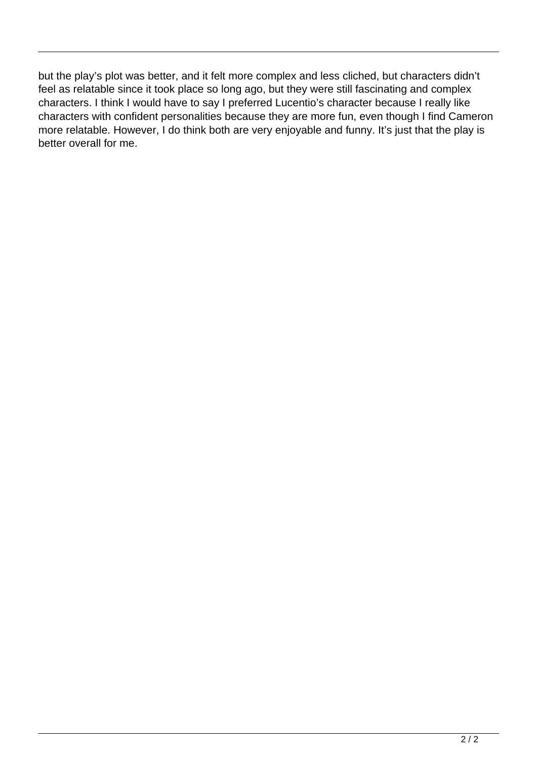but the play's plot was better, and it felt more complex and less cliched, but characters didn't feel as relatable since it took place so long ago, but they were still fascinating and complex characters. I think I would have to say I preferred Lucentio's character because I really like characters with confident personalities because they are more fun, even though I find Cameron more relatable. However, I do think both are very enjoyable and funny. It's just that the play is better overall for me.